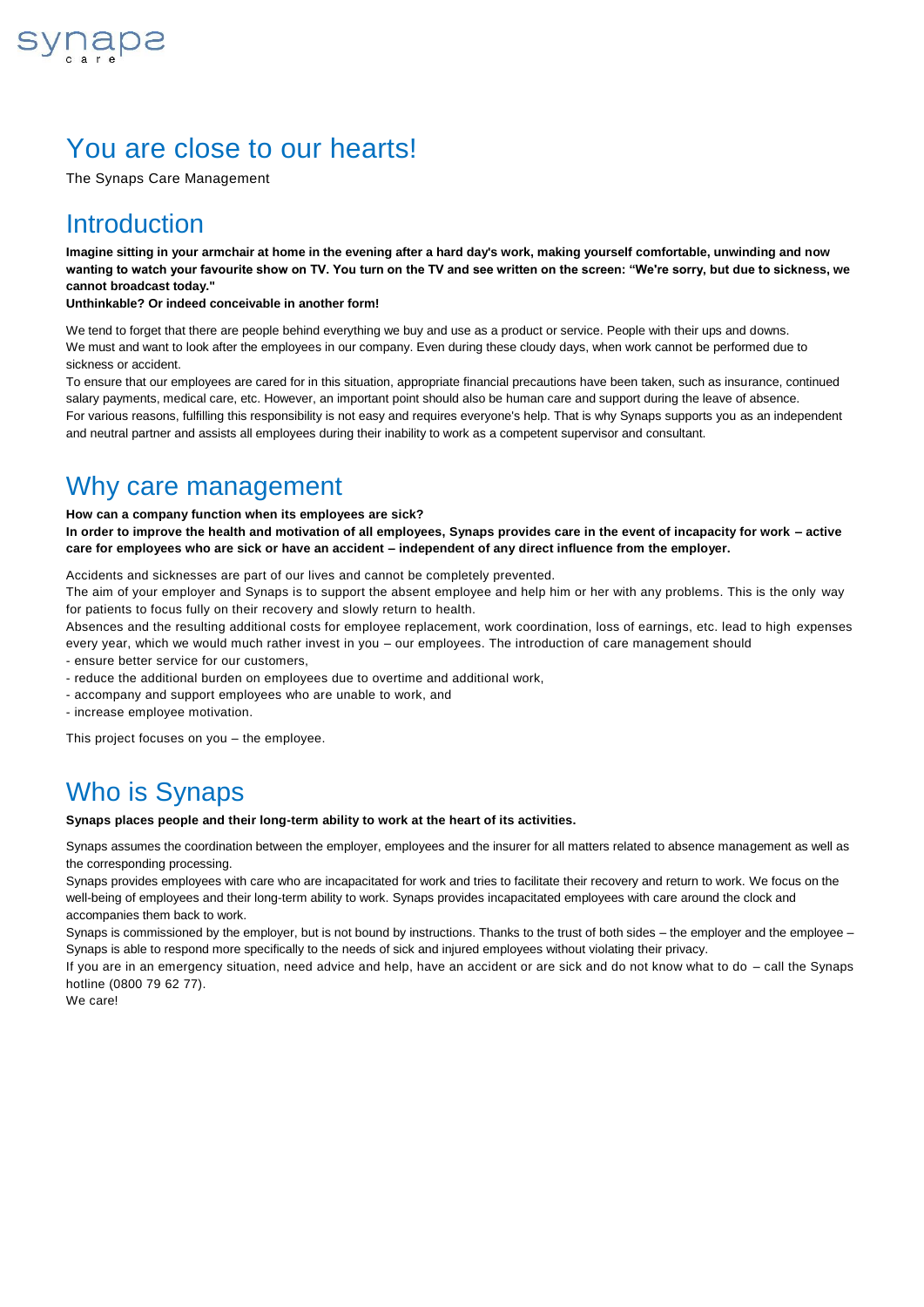synaps care

# You are close to our hearts!

The Synaps Care Management

## Introduction

**Imagine sitting in your armchair at home in the evening after a hard day's work, making yourself comfortable, unwinding and now wanting to watch your favourite show on TV. You turn on the TV and see written on the screen: "We're sorry, but due to sickness, we cannot broadcast today."**

**Unthinkable? Or indeed conceivable in another form!**

We tend to forget that there are people behind everything we buy and use as a product or service. People with their ups and downs.
We must and want to look after the employees in our company. Even during these cloudy days, when work cannot be performed due to sickness or accident.
To ensure that our employees are cared for in this situation, appropriate financial precautions have been taken, such as insurance, continued salary payments, medical care, etc. However, an important point should also be human care and support during the leave of absence.
For various reasons, fulfilling this responsibility is not easy and requires everyone's help. That is why Synaps supports you as an independent and neutral partner and assists all employees during their inability to work as a competent supervisor and consultant.

## Why care management

**How can a company function when its employees are sick?**
**In order to improve the health and motivation of all employees, Synaps provides care in the event of incapacity for work – active care for employees who are sick or have an accident – independent of any direct influence from the employer.**

Accidents and sicknesses are part of our lives and cannot be completely prevented.
The aim of your employer and Synaps is to support the absent employee and help him or her with any problems. This is the only way for patients to focus fully on their recovery and slowly return to health.
Absences and the resulting additional costs for employee replacement, work coordination, loss of earnings, etc. lead to high expenses every year, which we would much rather invest in you – our employees. The introduction of care management should

- ensure better service for our customers,
- reduce the additional burden on employees due to overtime and additional work,
- accompany and support employees who are unable to work, and
- increase employee motivation.

This project focuses on you – the employee.

## Who is Synaps

**Synaps places people and their long-term ability to work at the heart of its activities.**

Synaps assumes the coordination between the employer, employees and the insurer for all matters related to absence management as well as the corresponding processing.
Synaps provides employees with care who are incapacitated for work and tries to facilitate their recovery and return to work. We focus on the well-being of employees and their long-term ability to work. Synaps provides incapacitated employees with care around the clock and accompanies them back to work.
Synaps is commissioned by the employer, but is not bound by instructions. Thanks to the trust of both sides – the employer and the employee – Synaps is able to respond more specifically to the needs of sick and injured employees without violating their privacy.
If you are in an emergency situation, need advice and help, have an accident or are sick and do not know what to do – call the Synaps hotline (0800 79 62 77).
We care!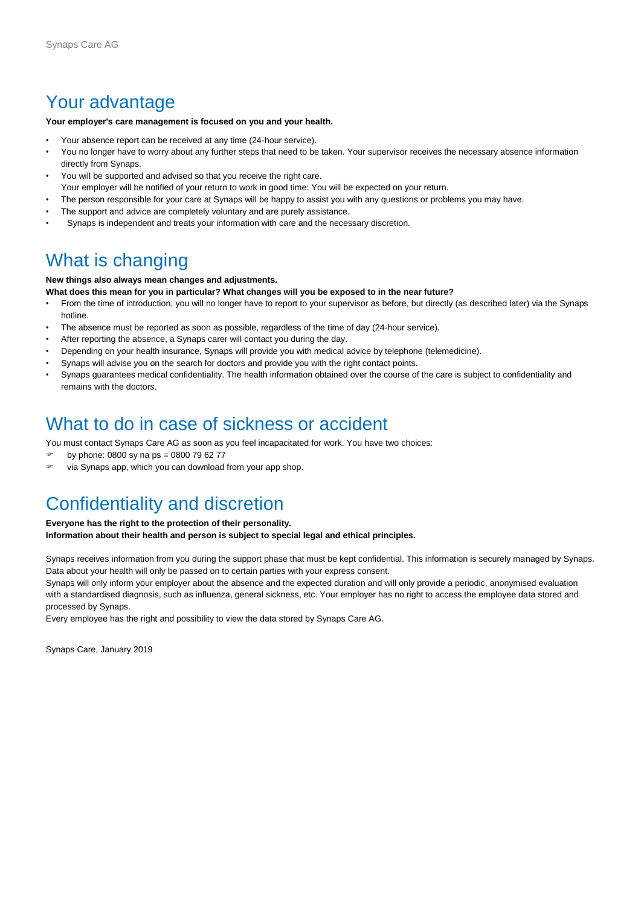## Your advantage

**Your employer's care management is focused on you and your health.**

- Your absence report can be received at any time (24-hour service).
- You no longer have to worry about any further steps that need to be taken. Your supervisor receives the necessary absence information directly from Synaps.
- You will be supported and advised so that you receive the right care.
  Your employer will be notified of your return to work in good time: You will be expected on your return.
- The person responsible for your care at Synaps will be happy to assist you with any questions or problems you may have.
- The support and advice are completely voluntary and are purely assistance.
- Synaps is independent and treats your information with care and the necessary discretion.

## What is changing

**New things also always mean changes and adjustments.**
**What does this mean for you in particular? What changes will you be exposed to in the near future?**

- From the time of introduction, you will no longer have to report to your supervisor as before, but directly (as described later) via the Synaps hotline.
- The absence must be reported as soon as possible, regardless of the time of day (24-hour service).
- After reporting the absence, a Synaps carer will contact you during the day.
- Depending on your health insurance, Synaps will provide you with medical advice by telephone (telemedicine).
- Synaps will advise you on the search for doctors and provide you with the right contact points.
- Synaps guarantees medical confidentiality. The health information obtained over the course of the care is subject to confidentiality and remains with the doctors.

## What to do in case of sickness or accident

You must contact Synaps Care AG as soon as you feel incapacitated for work. You have two choices:

- by phone: 0800 sy na ps = 0800 79 62 77
- via Synaps app, which you can download from your app shop.

## Confidentiality and discretion

**Everyone has the right to the protection of their personality.**
**Information about their health and person is subject to special legal and ethical principles.**

Synaps receives information from you during the support phase that must be kept confidential. This information is securely managed by Synaps. Data about your health will only be passed on to certain parties with your express consent.
Synaps will only inform your employer about the absence and the expected duration and will only provide a periodic, anonymised evaluation with a standardised diagnosis, such as influenza, general sickness, etc. Your employer has no right to access the employee data stored and processed by Synaps.
Every employee has the right and possibility to view the data stored by Synaps Care AG.

Synaps Care, January 2019